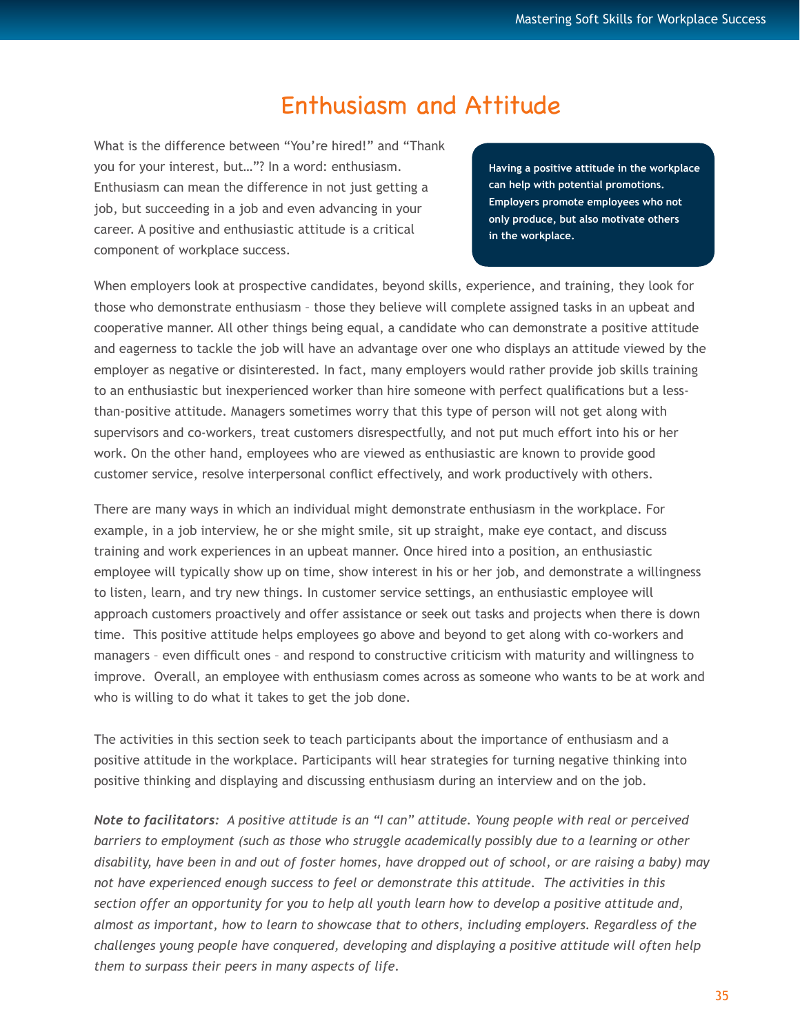# Enthusiasm and Attitude

What is the difference between "You're hired!" and "Thank you for your interest, but…"? In a word: enthusiasm. Enthusiasm can mean the difference in not just getting a job, but succeeding in a job and even advancing in your career. A positive and enthusiastic attitude is a critical component of workplace success.

**Having a positive attitude in the workplace can help with potential promotions. Employers promote employees who not only produce, but also motivate others in the workplace.**

When employers look at prospective candidates, beyond skills, experience, and training, they look for those who demonstrate enthusiasm – those they believe will complete assigned tasks in an upbeat and cooperative manner. All other things being equal, a candidate who can demonstrate a positive attitude and eagerness to tackle the job will have an advantage over one who displays an attitude viewed by the employer as negative or disinterested. In fact, many employers would rather provide job skills training to an enthusiastic but inexperienced worker than hire someone with perfect qualifications but a less-than-positive attitude. Managers sometimes worry that this type of person will not get along with supervisors and co-workers, treat customers disrespectfully, and not put much effort into his or her work. On the other hand, employees who are viewed as enthusiastic are known to provide good customer service, resolve interpersonal conflict effectively, and work productively with others.

There are many ways in which an individual might demonstrate enthusiasm in the workplace. For example, in a job interview, he or she might smile, sit up straight, make eye contact, and discuss training and work experiences in an upbeat manner. Once hired into a position, an enthusiastic employee will typically show up on time, show interest in his or her job, and demonstrate a willingness to listen, learn, and try new things. In customer service settings, an enthusiastic employee will approach customers proactively and offer assistance or seek out tasks and projects when there is down time. This positive attitude helps employees go above and beyond to get along with co-workers and managers – even difficult ones – and respond to constructive criticism with maturity and willingness to improve. Overall, an employee with enthusiasm comes across as someone who wants to be at work and who is willing to do what it takes to get the job done.

The activities in this section seek to teach participants about the importance of enthusiasm and a positive attitude in the workplace. Participants will hear strategies for turning negative thinking into positive thinking and displaying and discussing enthusiasm during an interview and on the job.

***Note to facilitators:*** *A positive attitude is an "I can" attitude. Young people with real or perceived barriers to employment (such as those who struggle academically possibly due to a learning or other disability, have been in and out of foster homes, have dropped out of school, or are raising a baby) may not have experienced enough success to feel or demonstrate this attitude. The activities in this section offer an opportunity for you to help all youth learn how to develop a positive attitude and, almost as important, how to learn to showcase that to others, including employers. Regardless of the challenges young people have conquered, developing and displaying a positive attitude will often help them to surpass their peers in many aspects of life.*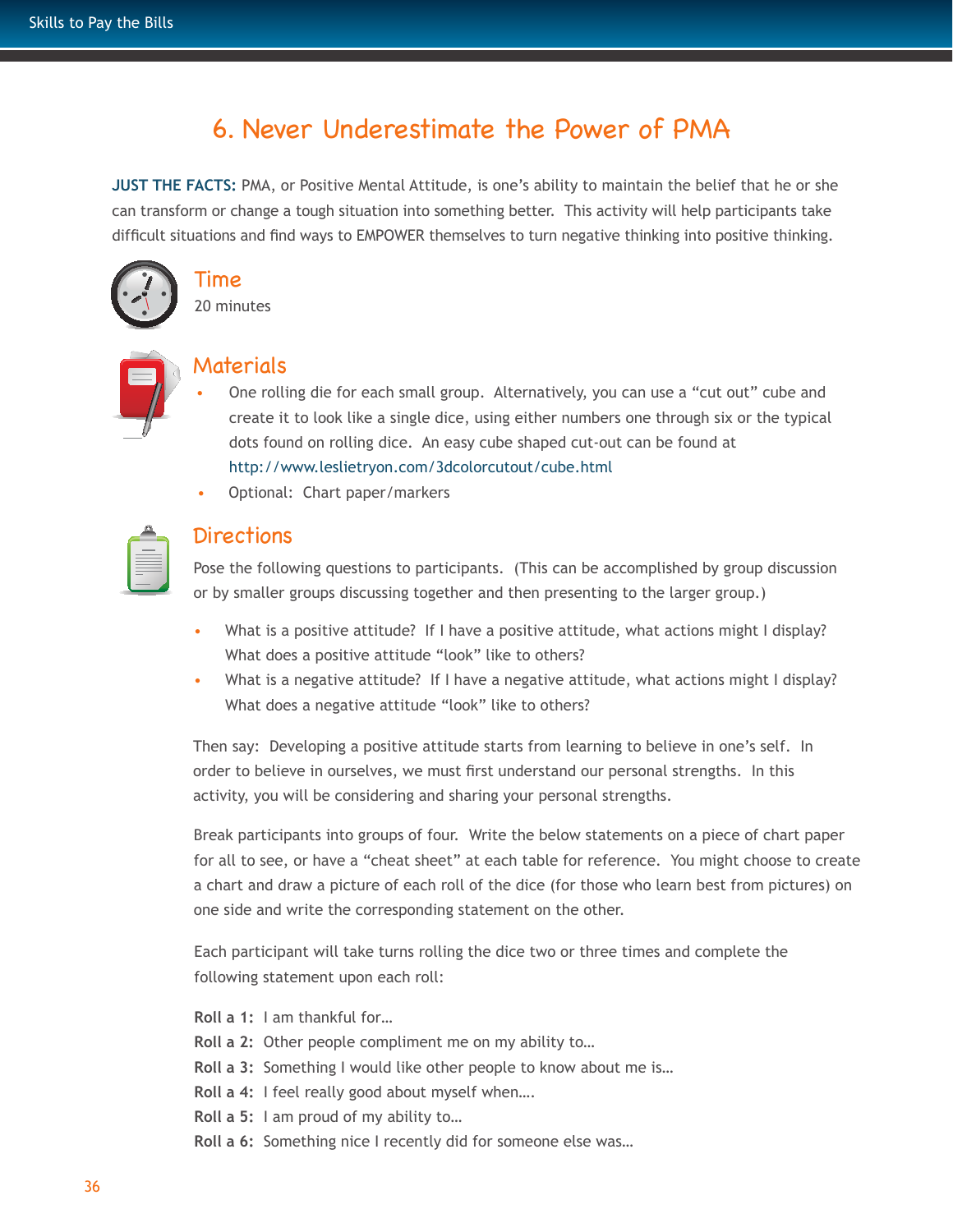# 6. Never Underestimate the Power of PMA

**JUST THE FACTS:** PMA, or Positive Mental Attitude, is one's ability to maintain the belief that he or she can transform or change a tough situation into something better. This activity will help participants take difficult situations and find ways to EMPOWER themselves to turn negative thinking into positive thinking.

## Time

20 minutes

## Materials

- One rolling die for each small group. Alternatively, you can use a "cut out" cube and create it to look like a single dice, using either numbers one through six or the typical dots found on rolling dice. An easy cube shaped cut-out can be found at http://www.leslietryon.com/3dcolorcutout/cube.html
- Optional: Chart paper/markers

## Directions

Pose the following questions to participants. (This can be accomplished by group discussion or by smaller groups discussing together and then presenting to the larger group.)

- What is a positive attitude? If I have a positive attitude, what actions might I display? What does a positive attitude "look" like to others?
- What is a negative attitude? If I have a negative attitude, what actions might I display? What does a negative attitude "look" like to others?

Then say: Developing a positive attitude starts from learning to believe in one's self. In order to believe in ourselves, we must first understand our personal strengths. In this activity, you will be considering and sharing your personal strengths.

Break participants into groups of four. Write the below statements on a piece of chart paper for all to see, or have a "cheat sheet" at each table for reference. You might choose to create a chart and draw a picture of each roll of the dice (for those who learn best from pictures) on one side and write the corresponding statement on the other.

Each participant will take turns rolling the dice two or three times and complete the following statement upon each roll:

**Roll a 1:** I am thankful for…
**Roll a 2:** Other people compliment me on my ability to…
**Roll a 3:** Something I would like other people to know about me is…
**Roll a 4:** I feel really good about myself when….
**Roll a 5:** I am proud of my ability to…
**Roll a 6:** Something nice I recently did for someone else was…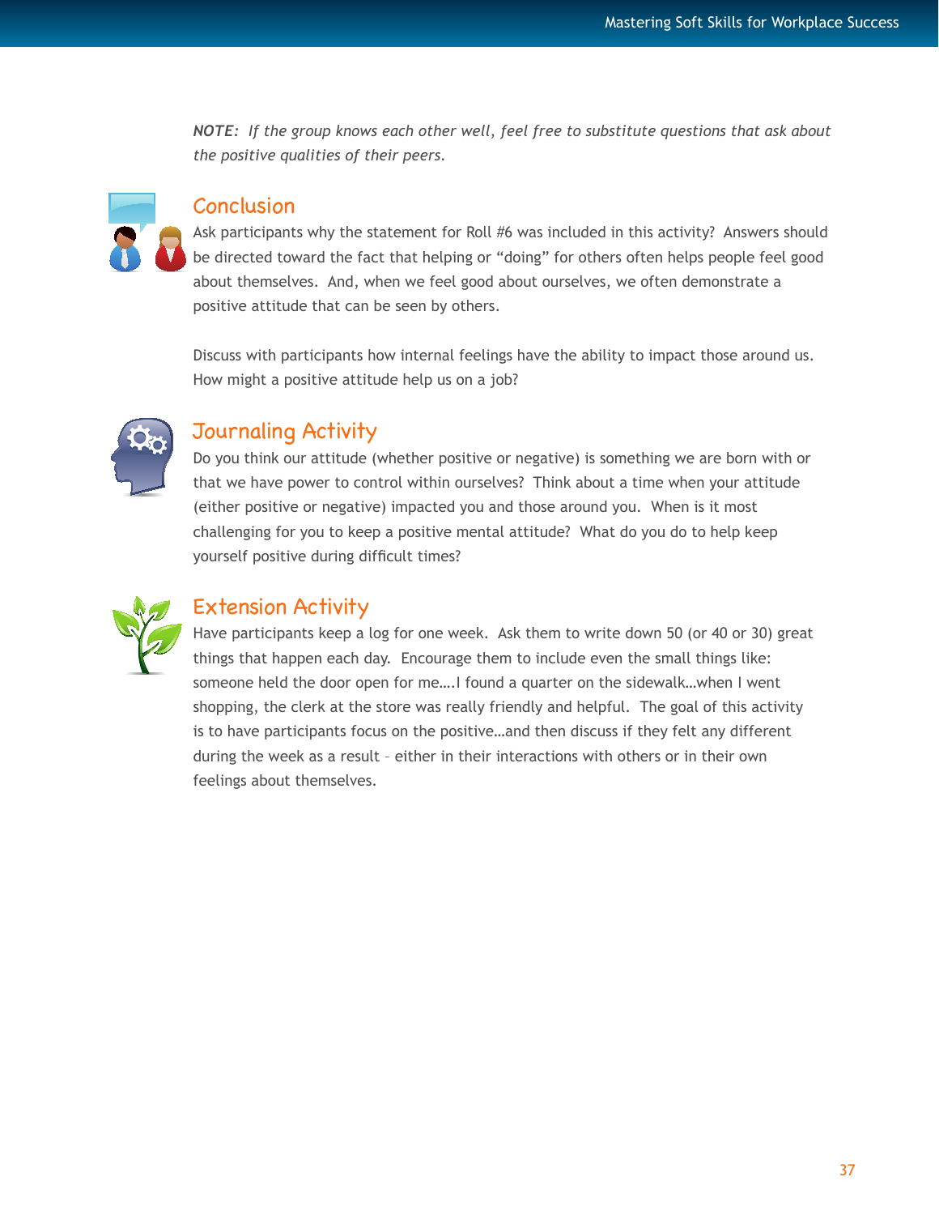***NOTE:*** *If the group knows each other well, feel free to substitute questions that ask about the positive qualities of their peers.*

## Conclusion

Ask participants why the statement for Roll #6 was included in this activity? Answers should be directed toward the fact that helping or "doing" for others often helps people feel good about themselves. And, when we feel good about ourselves, we often demonstrate a positive attitude that can be seen by others.

Discuss with participants how internal feelings have the ability to impact those around us. How might a positive attitude help us on a job?

## Journaling Activity

Do you think our attitude (whether positive or negative) is something we are born with or that we have power to control within ourselves? Think about a time when your attitude (either positive or negative) impacted you and those around you. When is it most challenging for you to keep a positive mental attitude? What do you do to help keep yourself positive during difficult times?

## Extension Activity

Have participants keep a log for one week. Ask them to write down 50 (or 40 or 30) great things that happen each day. Encourage them to include even the small things like: someone held the door open for me….I found a quarter on the sidewalk…when I went shopping, the clerk at the store was really friendly and helpful. The goal of this activity is to have participants focus on the positive…and then discuss if they felt any different during the week as a result – either in their interactions with others or in their own feelings about themselves.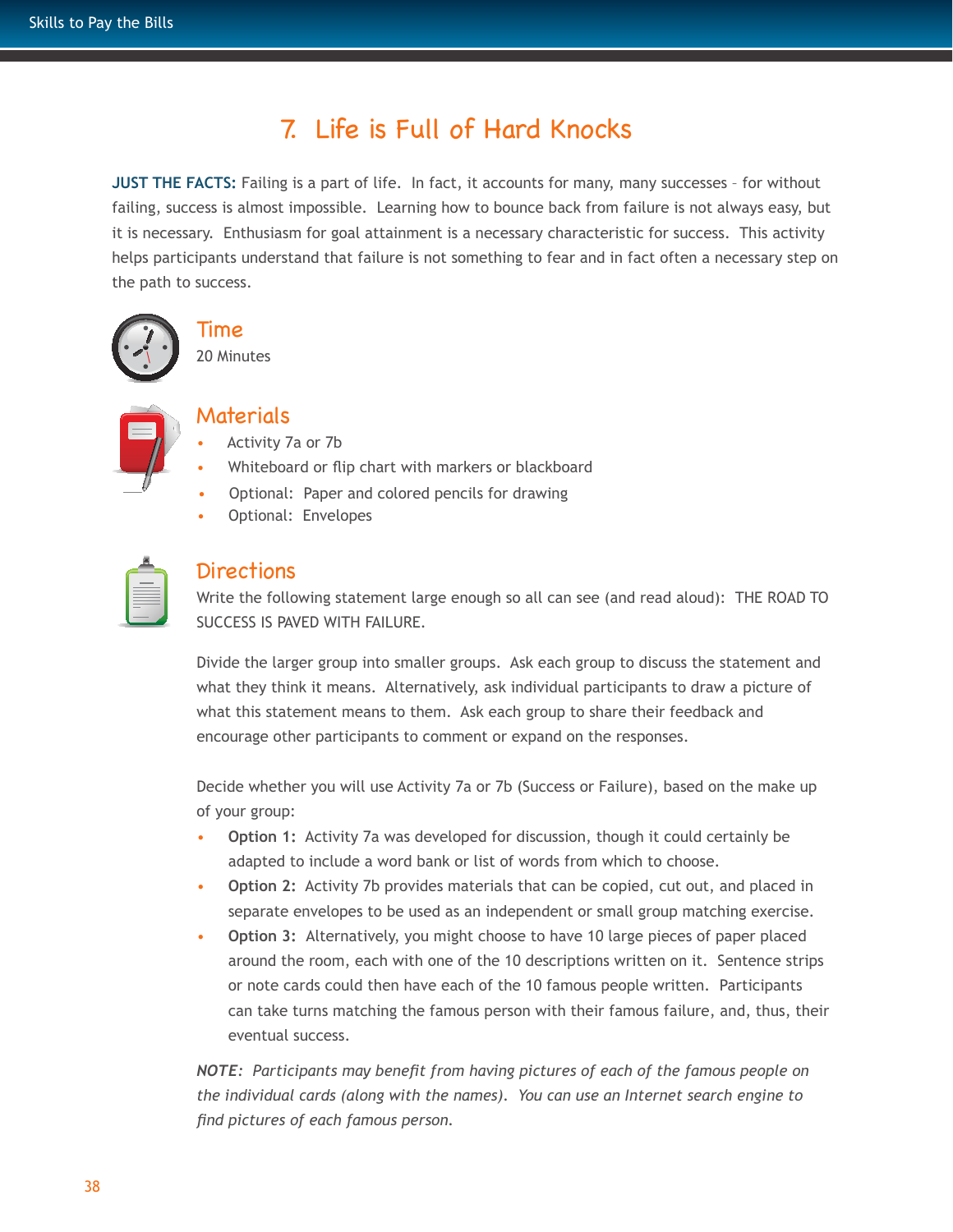# 7. Life is Full of Hard Knocks

**JUST THE FACTS:** Failing is a part of life. In fact, it accounts for many, many successes – for without failing, success is almost impossible. Learning how to bounce back from failure is not always easy, but it is necessary. Enthusiasm for goal attainment is a necessary characteristic for success. This activity helps participants understand that failure is not something to fear and in fact often a necessary step on the path to success.

## Time

20 Minutes

## Materials

- Activity 7a or 7b
- Whiteboard or flip chart with markers or blackboard
- Optional: Paper and colored pencils for drawing
- Optional: Envelopes

## Directions

Write the following statement large enough so all can see (and read aloud): THE ROAD TO SUCCESS IS PAVED WITH FAILURE.

Divide the larger group into smaller groups. Ask each group to discuss the statement and what they think it means. Alternatively, ask individual participants to draw a picture of what this statement means to them. Ask each group to share their feedback and encourage other participants to comment or expand on the responses.

Decide whether you will use Activity 7a or 7b (Success or Failure), based on the make up of your group:

- **Option 1:** Activity 7a was developed for discussion, though it could certainly be adapted to include a word bank or list of words from which to choose.
- **Option 2:** Activity 7b provides materials that can be copied, cut out, and placed in separate envelopes to be used as an independent or small group matching exercise.
- **Option 3:** Alternatively, you might choose to have 10 large pieces of paper placed around the room, each with one of the 10 descriptions written on it. Sentence strips or note cards could then have each of the 10 famous people written. Participants can take turns matching the famous person with their famous failure, and, thus, their eventual success.

*NOTE: Participants may benefit from having pictures of each of the famous people on the individual cards (along with the names). You can use an Internet search engine to find pictures of each famous person.*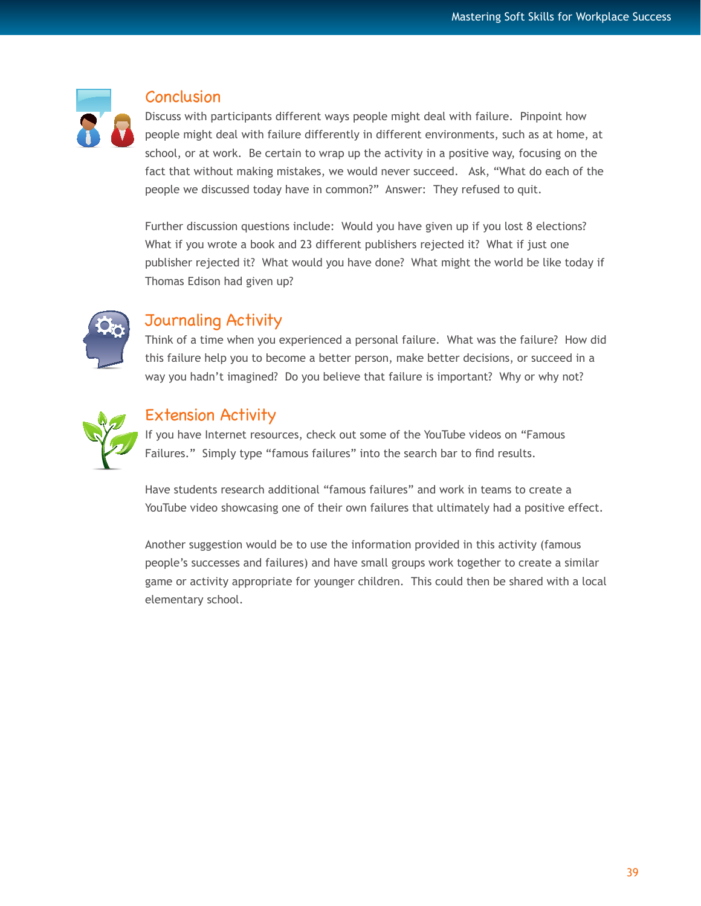## Conclusion

Discuss with participants different ways people might deal with failure. Pinpoint how people might deal with failure differently in different environments, such as at home, at school, or at work. Be certain to wrap up the activity in a positive way, focusing on the fact that without making mistakes, we would never succeed. Ask, "What do each of the people we discussed today have in common?" Answer: They refused to quit.

Further discussion questions include: Would you have given up if you lost 8 elections? What if you wrote a book and 23 different publishers rejected it? What if just one publisher rejected it? What would you have done? What might the world be like today if Thomas Edison had given up?

## Journaling Activity

Think of a time when you experienced a personal failure. What was the failure? How did this failure help you to become a better person, make better decisions, or succeed in a way you hadn't imagined? Do you believe that failure is important? Why or why not?

## Extension Activity

If you have Internet resources, check out some of the YouTube videos on "Famous Failures." Simply type "famous failures" into the search bar to find results.

Have students research additional "famous failures" and work in teams to create a YouTube video showcasing one of their own failures that ultimately had a positive effect.

Another suggestion would be to use the information provided in this activity (famous people's successes and failures) and have small groups work together to create a similar game or activity appropriate for younger children. This could then be shared with a local elementary school.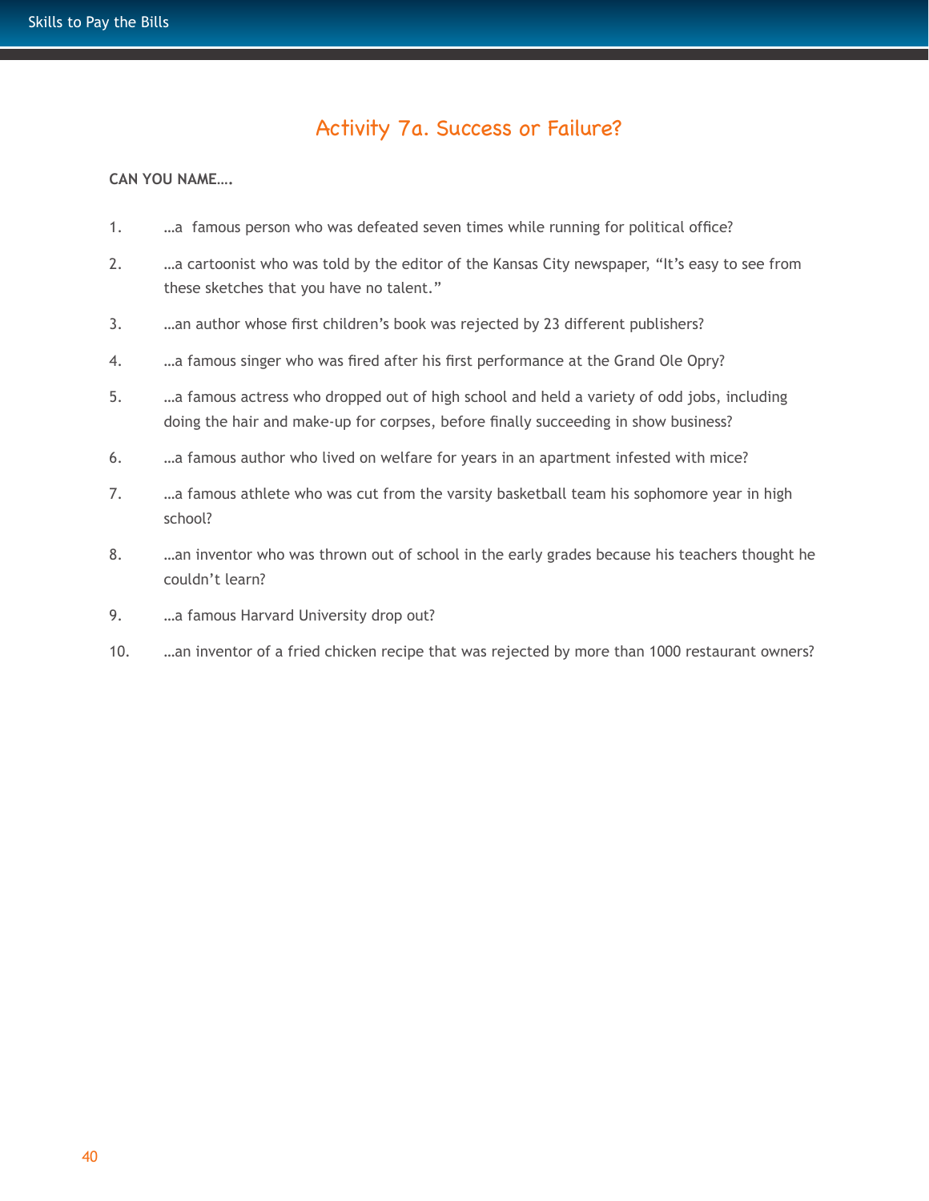# Activity 7a. Success or Failure?

**CAN YOU NAME….**

1. …a famous person who was defeated seven times while running for political office?
2. …a cartoonist who was told by the editor of the Kansas City newspaper, "It's easy to see from these sketches that you have no talent."
3. …an author whose first children's book was rejected by 23 different publishers?
4. …a famous singer who was fired after his first performance at the Grand Ole Opry?
5. …a famous actress who dropped out of high school and held a variety of odd jobs, including doing the hair and make-up for corpses, before finally succeeding in show business?
6. …a famous author who lived on welfare for years in an apartment infested with mice?
7. …a famous athlete who was cut from the varsity basketball team his sophomore year in high school?
8. …an inventor who was thrown out of school in the early grades because his teachers thought he couldn't learn?
9. …a famous Harvard University drop out?
10. …an inventor of a fried chicken recipe that was rejected by more than 1000 restaurant owners?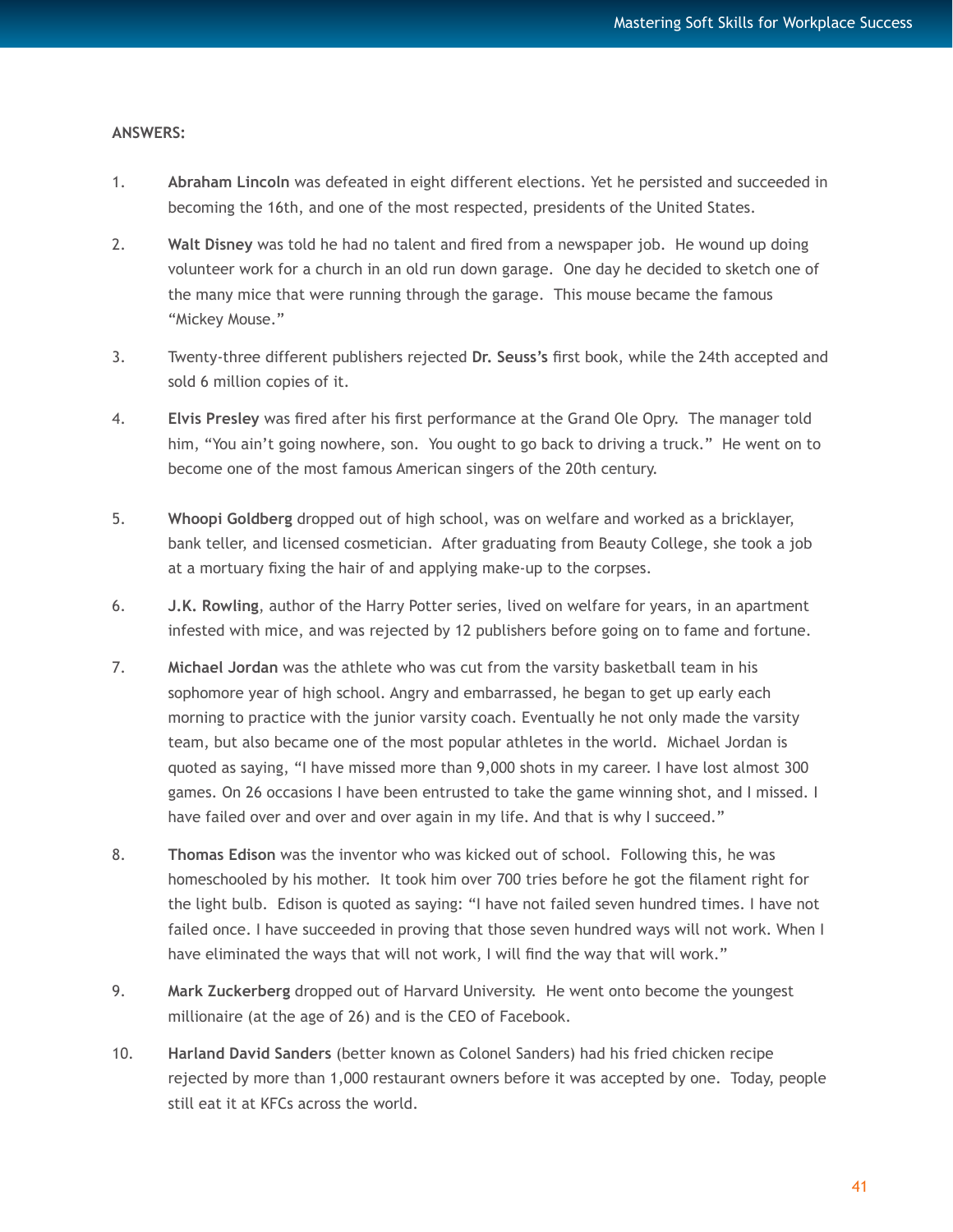**ANSWERS:**

1. **Abraham Lincoln** was defeated in eight different elections. Yet he persisted and succeeded in becoming the 16th, and one of the most respected, presidents of the United States.

2. **Walt Disney** was told he had no talent and fired from a newspaper job. He wound up doing volunteer work for a church in an old run down garage. One day he decided to sketch one of the many mice that were running through the garage. This mouse became the famous "Mickey Mouse."

3. Twenty-three different publishers rejected **Dr. Seuss's** first book, while the 24th accepted and sold 6 million copies of it.

4. **Elvis Presley** was fired after his first performance at the Grand Ole Opry. The manager told him, "You ain't going nowhere, son. You ought to go back to driving a truck." He went on to become one of the most famous American singers of the 20th century.

5. **Whoopi Goldberg** dropped out of high school, was on welfare and worked as a bricklayer, bank teller, and licensed cosmetician. After graduating from Beauty College, she took a job at a mortuary fixing the hair of and applying make-up to the corpses.

6. **J.K. Rowling**, author of the Harry Potter series, lived on welfare for years, in an apartment infested with mice, and was rejected by 12 publishers before going on to fame and fortune.

7. **Michael Jordan** was the athlete who was cut from the varsity basketball team in his sophomore year of high school. Angry and embarrassed, he began to get up early each morning to practice with the junior varsity coach. Eventually he not only made the varsity team, but also became one of the most popular athletes in the world. Michael Jordan is quoted as saying, "I have missed more than 9,000 shots in my career. I have lost almost 300 games. On 26 occasions I have been entrusted to take the game winning shot, and I missed. I have failed over and over and over again in my life. And that is why I succeed."

8. **Thomas Edison** was the inventor who was kicked out of school. Following this, he was homeschooled by his mother. It took him over 700 tries before he got the filament right for the light bulb. Edison is quoted as saying: "I have not failed seven hundred times. I have not failed once. I have succeeded in proving that those seven hundred ways will not work. When I have eliminated the ways that will not work, I will find the way that will work."

9. **Mark Zuckerberg** dropped out of Harvard University. He went onto become the youngest millionaire (at the age of 26) and is the CEO of Facebook.

10. **Harland David Sanders** (better known as Colonel Sanders) had his fried chicken recipe rejected by more than 1,000 restaurant owners before it was accepted by one. Today, people still eat it at KFCs across the world.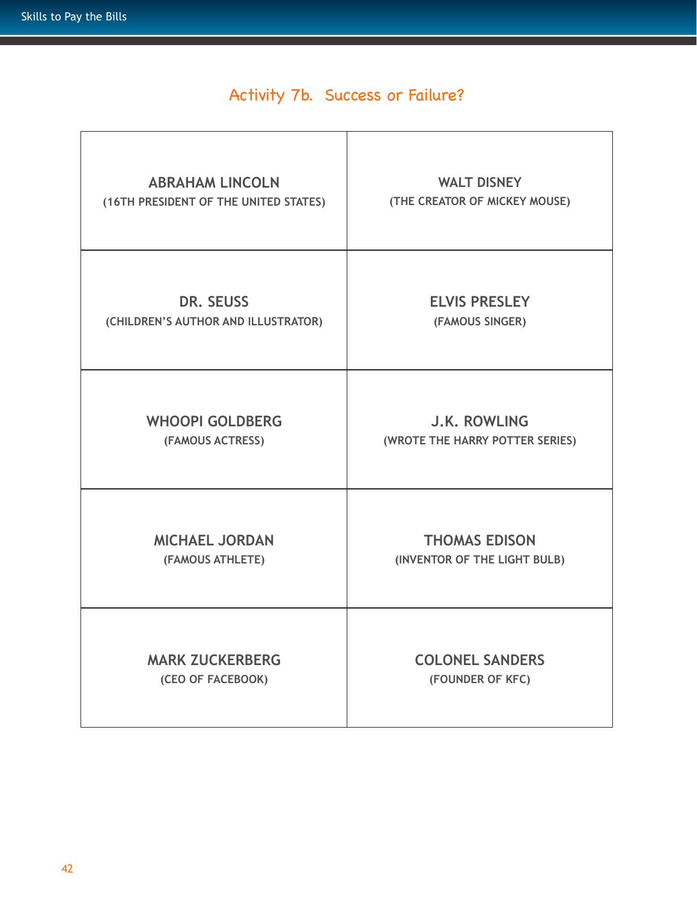## Activity 7b. Success or Failure?

| | |
|---|---|
| **ABRAHAM LINCOLN**<br>**(16TH PRESIDENT OF THE UNITED STATES)** | **WALT DISNEY**<br>**(THE CREATOR OF MICKEY MOUSE)** |
| **DR. SEUSS**<br>**(CHILDREN'S AUTHOR AND ILLUSTRATOR)** | **ELVIS PRESLEY**<br>**(FAMOUS SINGER)** |
| **WHOOPI GOLDBERG**<br>**(FAMOUS ACTRESS)** | **J.K. ROWLING**<br>**(WROTE THE HARRY POTTER SERIES)** |
| **MICHAEL JORDAN**<br>**(FAMOUS ATHLETE)** | **THOMAS EDISON**<br>**(INVENTOR OF THE LIGHT BULB)** |
| **MARK ZUCKERBERG**<br>**(CEO OF FACEBOOK)** | **COLONEL SANDERS**<br>**(FOUNDER OF KFC)** |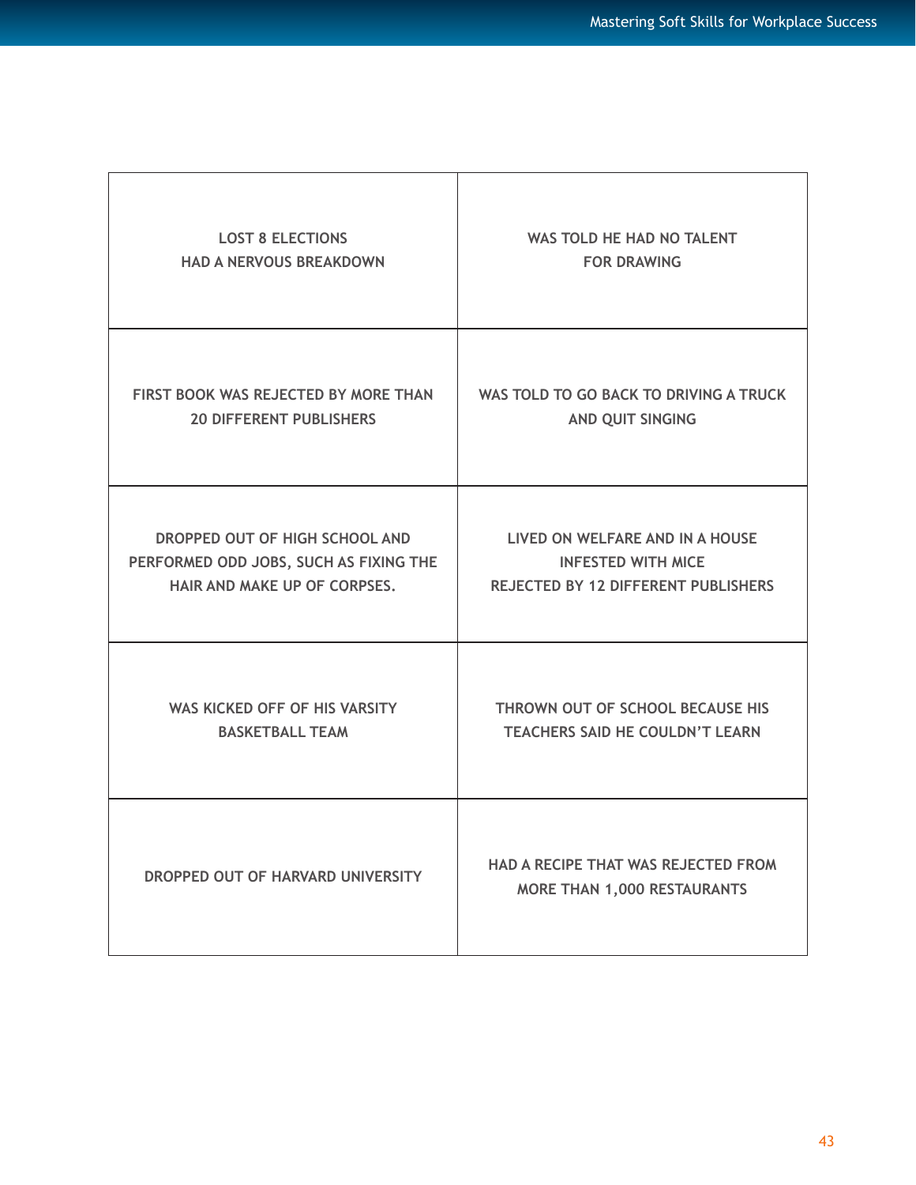| | |
|---|---|
| LOST 8 ELECTIONS<br>HAD A NERVOUS BREAKDOWN | WAS TOLD HE HAD NO TALENT<br>FOR DRAWING |
| FIRST BOOK WAS REJECTED BY MORE THAN<br>20 DIFFERENT PUBLISHERS | WAS TOLD TO GO BACK TO DRIVING A TRUCK<br>AND QUIT SINGING |
| DROPPED OUT OF HIGH SCHOOL AND<br>PERFORMED ODD JOBS, SUCH AS FIXING THE<br>HAIR AND MAKE UP OF CORPSES. | LIVED ON WELFARE AND IN A HOUSE<br>INFESTED WITH MICE<br>REJECTED BY 12 DIFFERENT PUBLISHERS |
| WAS KICKED OFF OF HIS VARSITY<br>BASKETBALL TEAM | THROWN OUT OF SCHOOL BECAUSE HIS<br>TEACHERS SAID HE COULDN'T LEARN |
| DROPPED OUT OF HARVARD UNIVERSITY | HAD A RECIPE THAT WAS REJECTED FROM<br>MORE THAN 1,000 RESTAURANTS |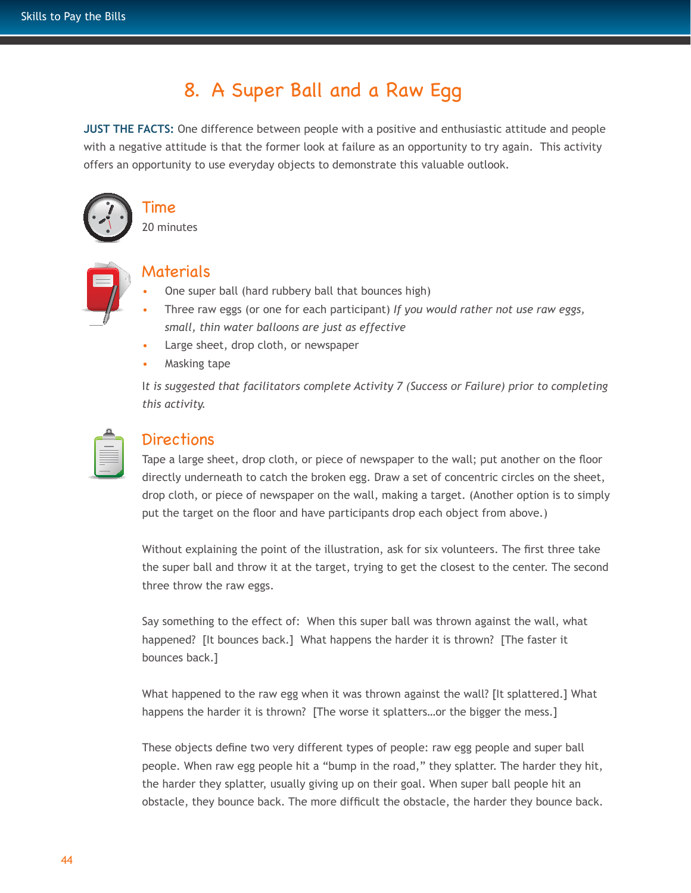# 8. A Super Ball and a Raw Egg

**JUST THE FACTS:** One difference between people with a positive and enthusiastic attitude and people with a negative attitude is that the former look at failure as an opportunity to try again. This activity offers an opportunity to use everyday objects to demonstrate this valuable outlook.

## Time

20 minutes

## Materials

- One super ball (hard rubbery ball that bounces high)
- Three raw eggs (or one for each participant) *If you would rather not use raw eggs, small, thin water balloons are just as effective*
- Large sheet, drop cloth, or newspaper
- Masking tape

*It is suggested that facilitators complete Activity 7 (Success or Failure) prior to completing this activity.*

## Directions

Tape a large sheet, drop cloth, or piece of newspaper to the wall; put another on the floor directly underneath to catch the broken egg. Draw a set of concentric circles on the sheet, drop cloth, or piece of newspaper on the wall, making a target. (Another option is to simply put the target on the floor and have participants drop each object from above.)

Without explaining the point of the illustration, ask for six volunteers. The first three take the super ball and throw it at the target, trying to get the closest to the center. The second three throw the raw eggs.

Say something to the effect of: When this super ball was thrown against the wall, what happened? [It bounces back.] What happens the harder it is thrown? [The faster it bounces back.]

What happened to the raw egg when it was thrown against the wall? [It splattered.] What happens the harder it is thrown? [The worse it splatters…or the bigger the mess.]

These objects define two very different types of people: raw egg people and super ball people. When raw egg people hit a “bump in the road,” they splatter. The harder they hit, the harder they splatter, usually giving up on their goal. When super ball people hit an obstacle, they bounce back. The more difficult the obstacle, the harder they bounce back.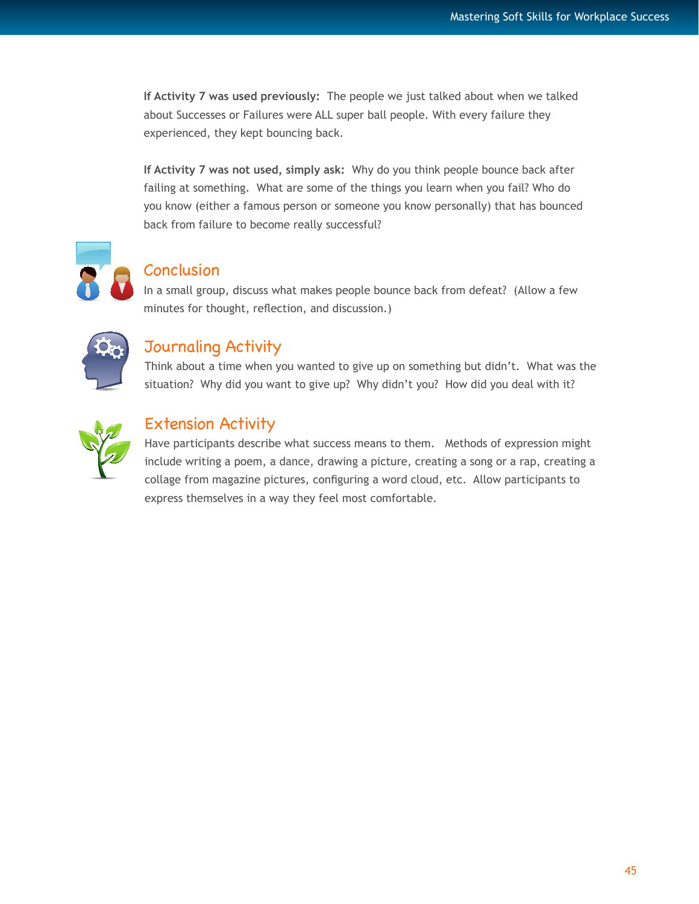**If Activity 7 was used previously:** The people we just talked about when we talked about Successes or Failures were ALL super ball people. With every failure they experienced, they kept bouncing back.

**If Activity 7 was not used, simply ask:** Why do you think people bounce back after failing at something. What are some of the things you learn when you fail? Who do you know (either a famous person or someone you know personally) that has bounced back from failure to become really successful?

## Conclusion

In a small group, discuss what makes people bounce back from defeat? (Allow a few minutes for thought, reflection, and discussion.)

## Journaling Activity

Think about a time when you wanted to give up on something but didn't. What was the situation? Why did you want to give up? Why didn't you? How did you deal with it?

## Extension Activity

Have participants describe what success means to them. Methods of expression might include writing a poem, a dance, drawing a picture, creating a song or a rap, creating a collage from magazine pictures, configuring a word cloud, etc. Allow participants to express themselves in a way they feel most comfortable.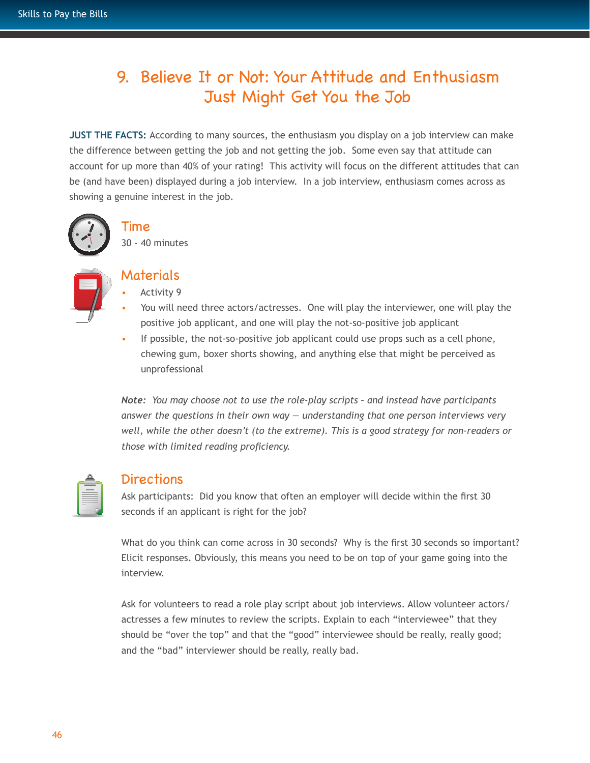# 9. Believe It or Not: Your Attitude and Enthusiasm Just Might Get You the Job

**JUST THE FACTS:** According to many sources, the enthusiasm you display on a job interview can make the difference between getting the job and not getting the job. Some even say that attitude can account for up more than 40% of your rating! This activity will focus on the different attitudes that can be (and have been) displayed during a job interview. In a job interview, enthusiasm comes across as showing a genuine interest in the job.

## Time

30 - 40 minutes

## Materials

- Activity 9
- You will need three actors/actresses. One will play the interviewer, one will play the positive job applicant, and one will play the not-so-positive job applicant
- If possible, the not-so-positive job applicant could use props such as a cell phone, chewing gum, boxer shorts showing, and anything else that might be perceived as unprofessional

***Note:*** *You may choose not to use the role-play scripts – and instead have participants answer the questions in their own way — understanding that one person interviews very well, while the other doesn't (to the extreme). This is a good strategy for non-readers or those with limited reading proficiency.*

## Directions

Ask participants: Did you know that often an employer will decide within the first 30 seconds if an applicant is right for the job?

What do you think can come across in 30 seconds? Why is the first 30 seconds so important? Elicit responses. Obviously, this means you need to be on top of your game going into the interview.

Ask for volunteers to read a role play script about job interviews. Allow volunteer actors/actresses a few minutes to review the scripts. Explain to each "interviewee" that they should be "over the top" and that the "good" interviewee should be really, really good; and the "bad" interviewer should be really, really bad.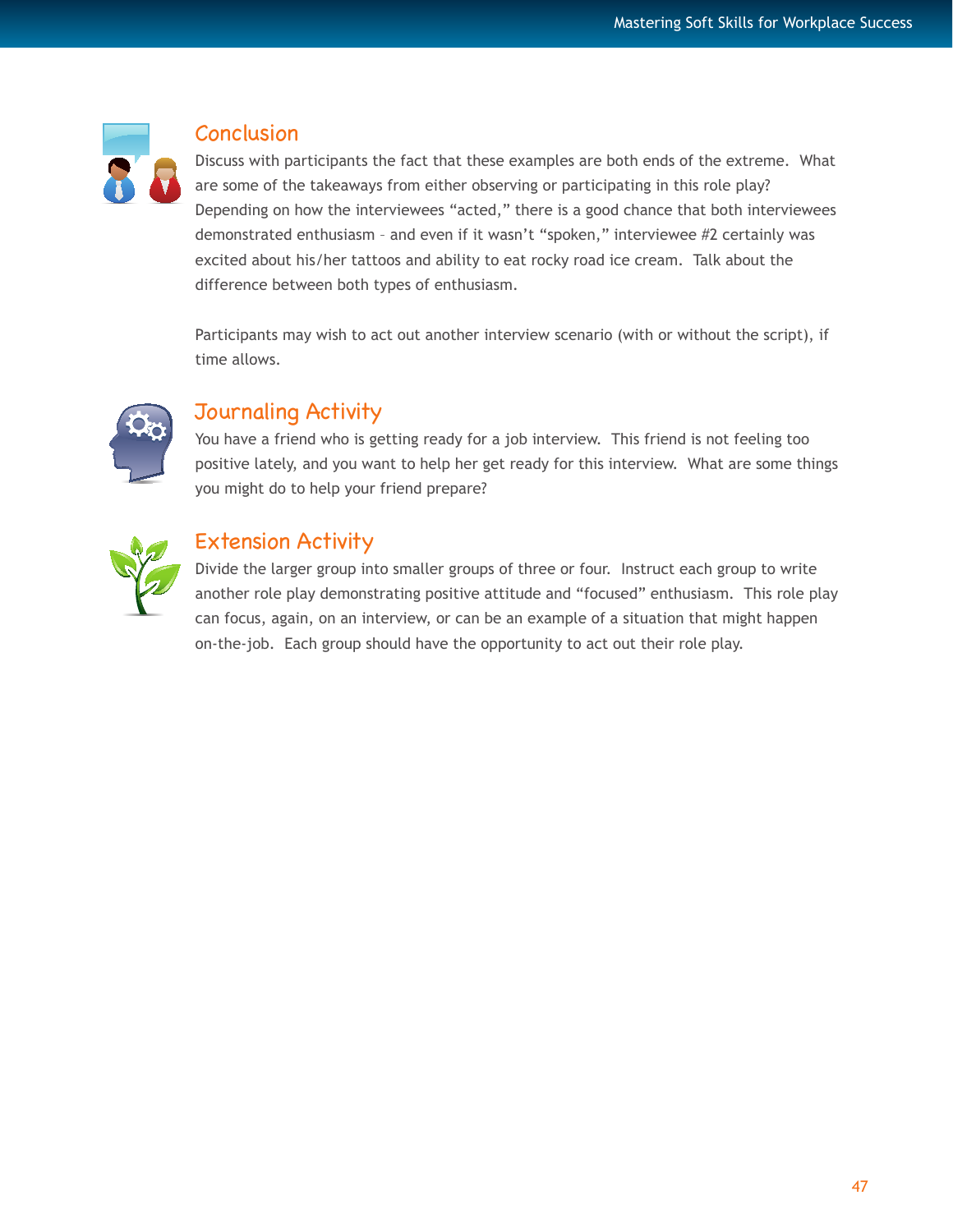## Conclusion

Discuss with participants the fact that these examples are both ends of the extreme. What are some of the takeaways from either observing or participating in this role play? Depending on how the interviewees "acted," there is a good chance that both interviewees demonstrated enthusiasm – and even if it wasn't "spoken," interviewee #2 certainly was excited about his/her tattoos and ability to eat rocky road ice cream. Talk about the difference between both types of enthusiasm.

Participants may wish to act out another interview scenario (with or without the script), if time allows.

## Journaling Activity

You have a friend who is getting ready for a job interview. This friend is not feeling too positive lately, and you want to help her get ready for this interview. What are some things you might do to help your friend prepare?

## Extension Activity

Divide the larger group into smaller groups of three or four. Instruct each group to write another role play demonstrating positive attitude and "focused" enthusiasm. This role play can focus, again, on an interview, or can be an example of a situation that might happen on-the-job. Each group should have the opportunity to act out their role play.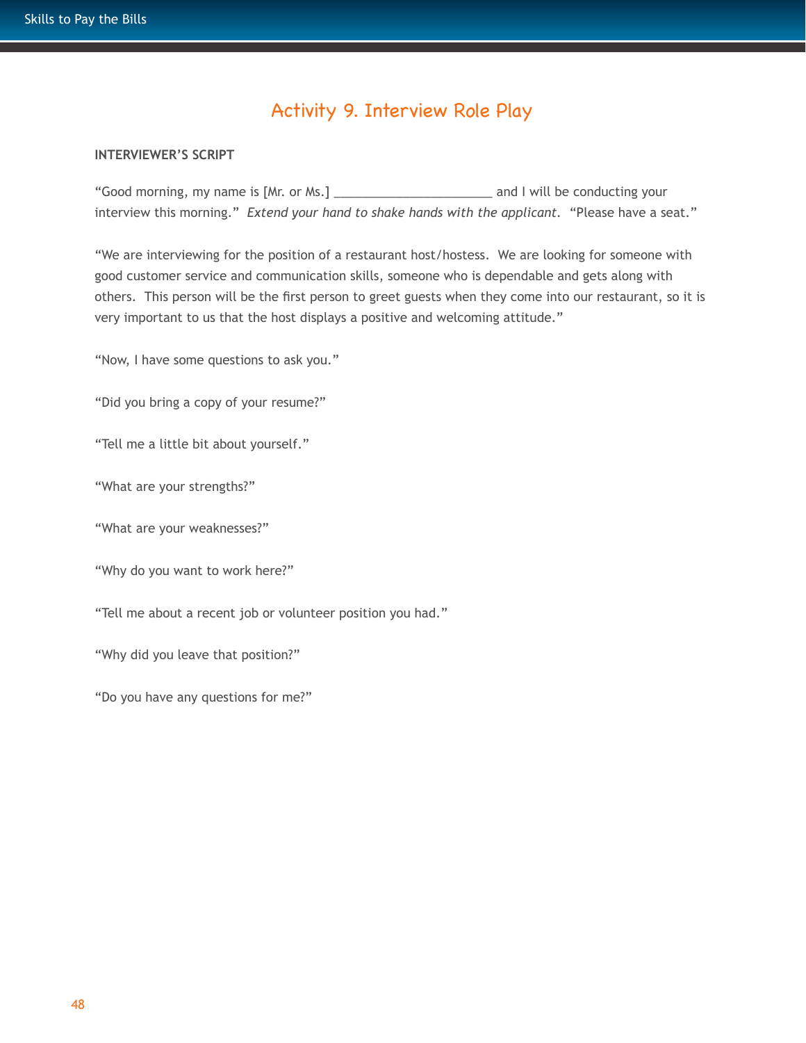# Activity 9. Interview Role Play

**INTERVIEWER'S SCRIPT**

"Good morning, my name is [Mr. or Ms.] ______________________ and I will be conducting your interview this morning." *Extend your hand to shake hands with the applicant.* "Please have a seat."

"We are interviewing for the position of a restaurant host/hostess. We are looking for someone with good customer service and communication skills, someone who is dependable and gets along with others. This person will be the first person to greet guests when they come into our restaurant, so it is very important to us that the host displays a positive and welcoming attitude."

"Now, I have some questions to ask you."

"Did you bring a copy of your resume?"

"Tell me a little bit about yourself."

"What are your strengths?"

"What are your weaknesses?"

"Why do you want to work here?"

"Tell me about a recent job or volunteer position you had."

"Why did you leave that position?"

"Do you have any questions for me?"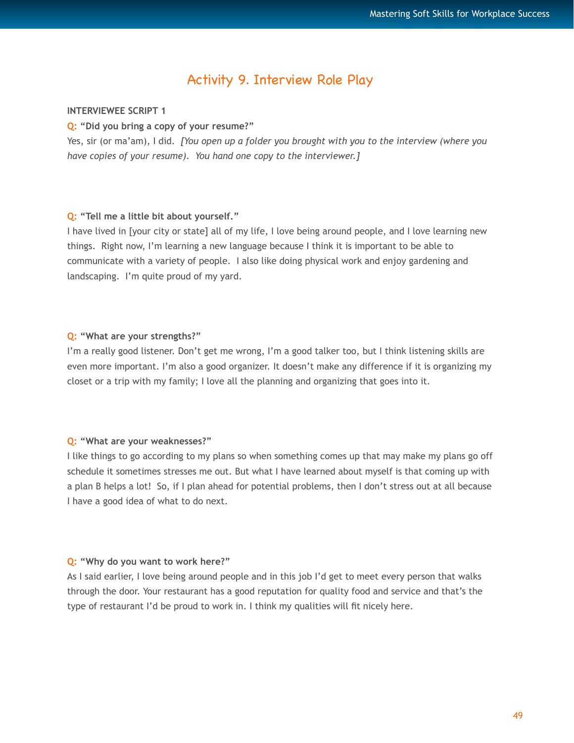## Activity 9. Interview Role Play

**INTERVIEWEE SCRIPT 1**

**Q: "Did you bring a copy of your resume?"**

Yes, sir (or ma'am), I did. *[You open up a folder you brought with you to the interview (where you have copies of your resume). You hand one copy to the interviewer.]*

**Q: "Tell me a little bit about yourself."**

I have lived in [your city or state] all of my life, I love being around people, and I love learning new things. Right now, I'm learning a new language because I think it is important to be able to communicate with a variety of people. I also like doing physical work and enjoy gardening and landscaping. I'm quite proud of my yard.

**Q: "What are your strengths?"**

I'm a really good listener. Don't get me wrong, I'm a good talker too, but I think listening skills are even more important. I'm also a good organizer. It doesn't make any difference if it is organizing my closet or a trip with my family; I love all the planning and organizing that goes into it.

**Q: "What are your weaknesses?"**

I like things to go according to my plans so when something comes up that may make my plans go off schedule it sometimes stresses me out. But what I have learned about myself is that coming up with a plan B helps a lot! So, if I plan ahead for potential problems, then I don't stress out at all because I have a good idea of what to do next.

**Q: "Why do you want to work here?"**

As I said earlier, I love being around people and in this job I'd get to meet every person that walks through the door. Your restaurant has a good reputation for quality food and service and that's the type of restaurant I'd be proud to work in. I think my qualities will fit nicely here.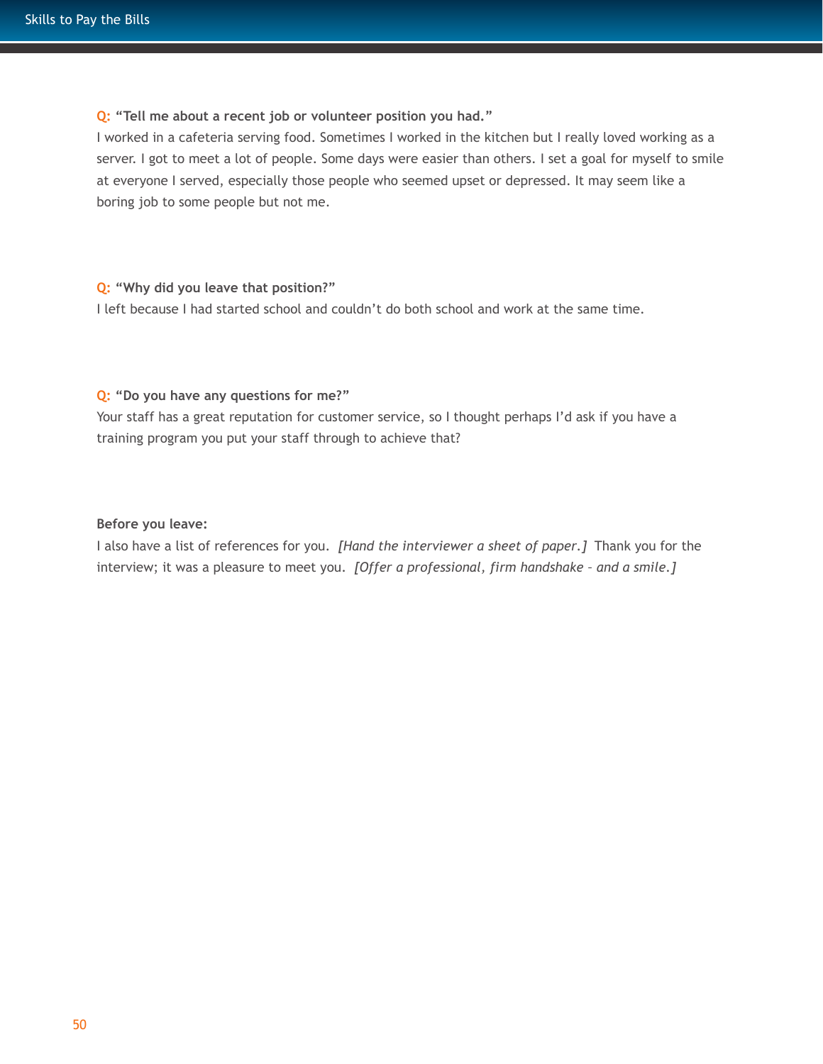**Q: "Tell me about a recent job or volunteer position you had."**
I worked in a cafeteria serving food. Sometimes I worked in the kitchen but I really loved working as a server. I got to meet a lot of people. Some days were easier than others. I set a goal for myself to smile at everyone I served, especially those people who seemed upset or depressed. It may seem like a boring job to some people but not me.

**Q: "Why did you leave that position?"**
I left because I had started school and couldn't do both school and work at the same time.

**Q: "Do you have any questions for me?"**
Your staff has a great reputation for customer service, so I thought perhaps I'd ask if you have a training program you put your staff through to achieve that?

**Before you leave:**
I also have a list of references for you. *[Hand the interviewer a sheet of paper.]* Thank you for the interview; it was a pleasure to meet you. *[Offer a professional, firm handshake – and a smile.]*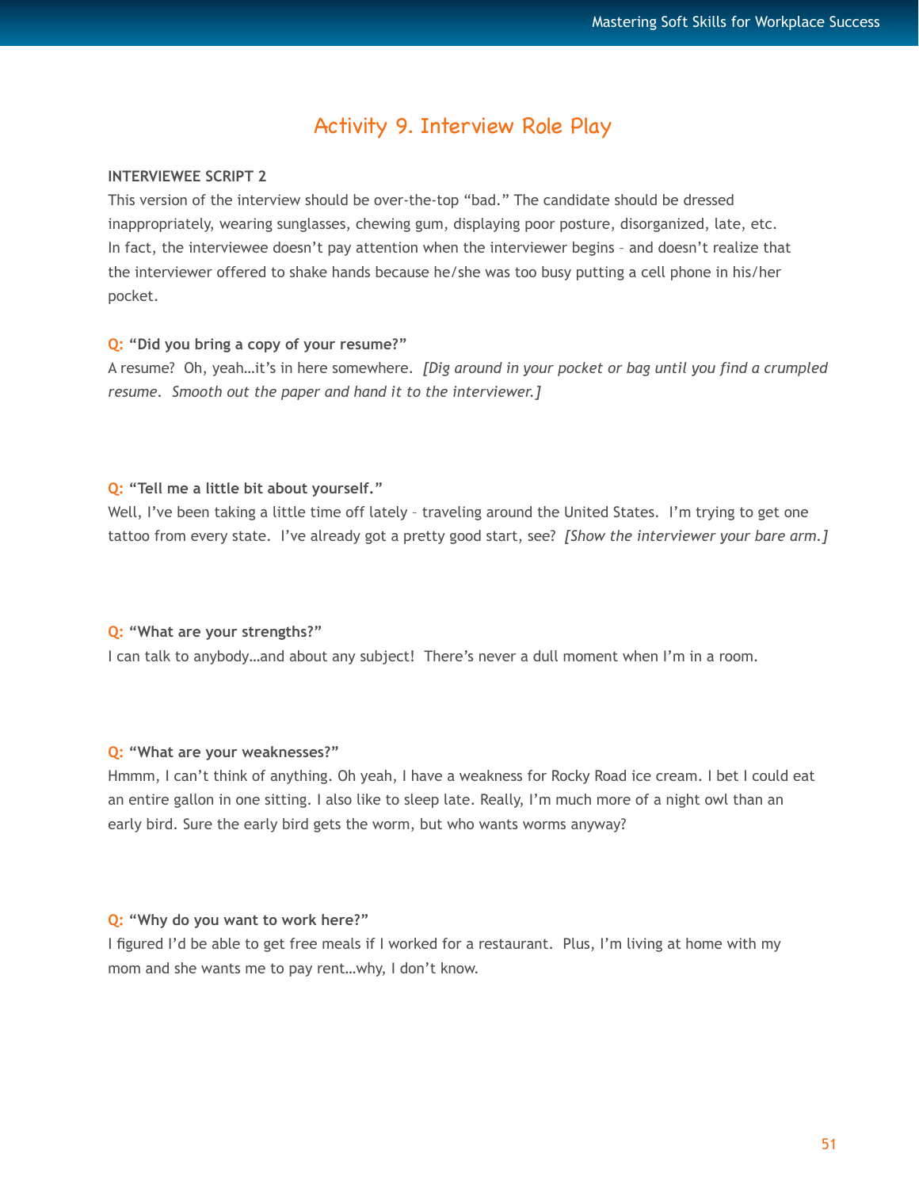## Activity 9. Interview Role Play

**INTERVIEWEE SCRIPT 2**

This version of the interview should be over-the-top "bad." The candidate should be dressed inappropriately, wearing sunglasses, chewing gum, displaying poor posture, disorganized, late, etc. In fact, the interviewee doesn't pay attention when the interviewer begins – and doesn't realize that the interviewer offered to shake hands because he/she was too busy putting a cell phone in his/her pocket.

**Q: "Did you bring a copy of your resume?"**

A resume? Oh, yeah…it's in here somewhere. *[Dig around in your pocket or bag until you find a crumpled resume. Smooth out the paper and hand it to the interviewer.]*

**Q: "Tell me a little bit about yourself."**

Well, I've been taking a little time off lately – traveling around the United States. I'm trying to get one tattoo from every state. I've already got a pretty good start, see? *[Show the interviewer your bare arm.]*

**Q: "What are your strengths?"**

I can talk to anybody…and about any subject! There's never a dull moment when I'm in a room.

**Q: "What are your weaknesses?"**

Hmmm, I can't think of anything. Oh yeah, I have a weakness for Rocky Road ice cream. I bet I could eat an entire gallon in one sitting. I also like to sleep late. Really, I'm much more of a night owl than an early bird. Sure the early bird gets the worm, but who wants worms anyway?

**Q: "Why do you want to work here?"**

I figured I'd be able to get free meals if I worked for a restaurant. Plus, I'm living at home with my mom and she wants me to pay rent…why, I don't know.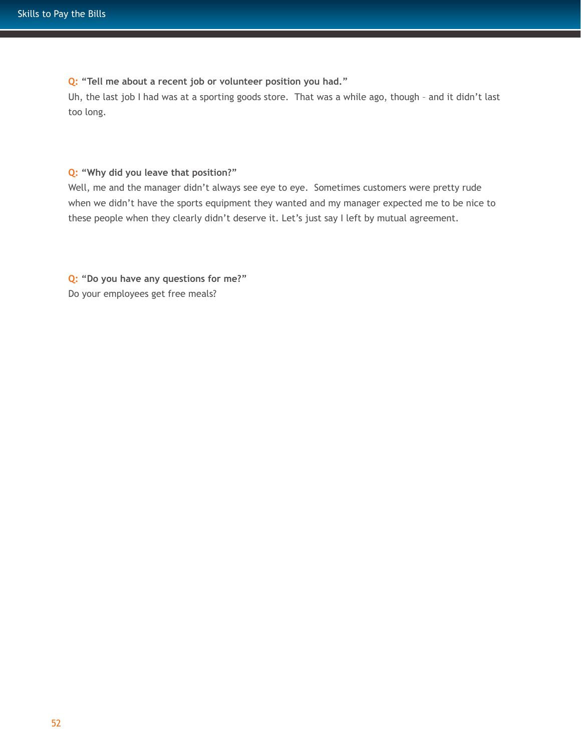**Q:** **"Tell me about a recent job or volunteer position you had."**

Uh, the last job I had was at a sporting goods store. That was a while ago, though – and it didn't last too long.

**Q:** **"Why did you leave that position?"**

Well, me and the manager didn't always see eye to eye. Sometimes customers were pretty rude when we didn't have the sports equipment they wanted and my manager expected me to be nice to these people when they clearly didn't deserve it. Let's just say I left by mutual agreement.

**Q:** **"Do you have any questions for me?"**

Do your employees get free meals?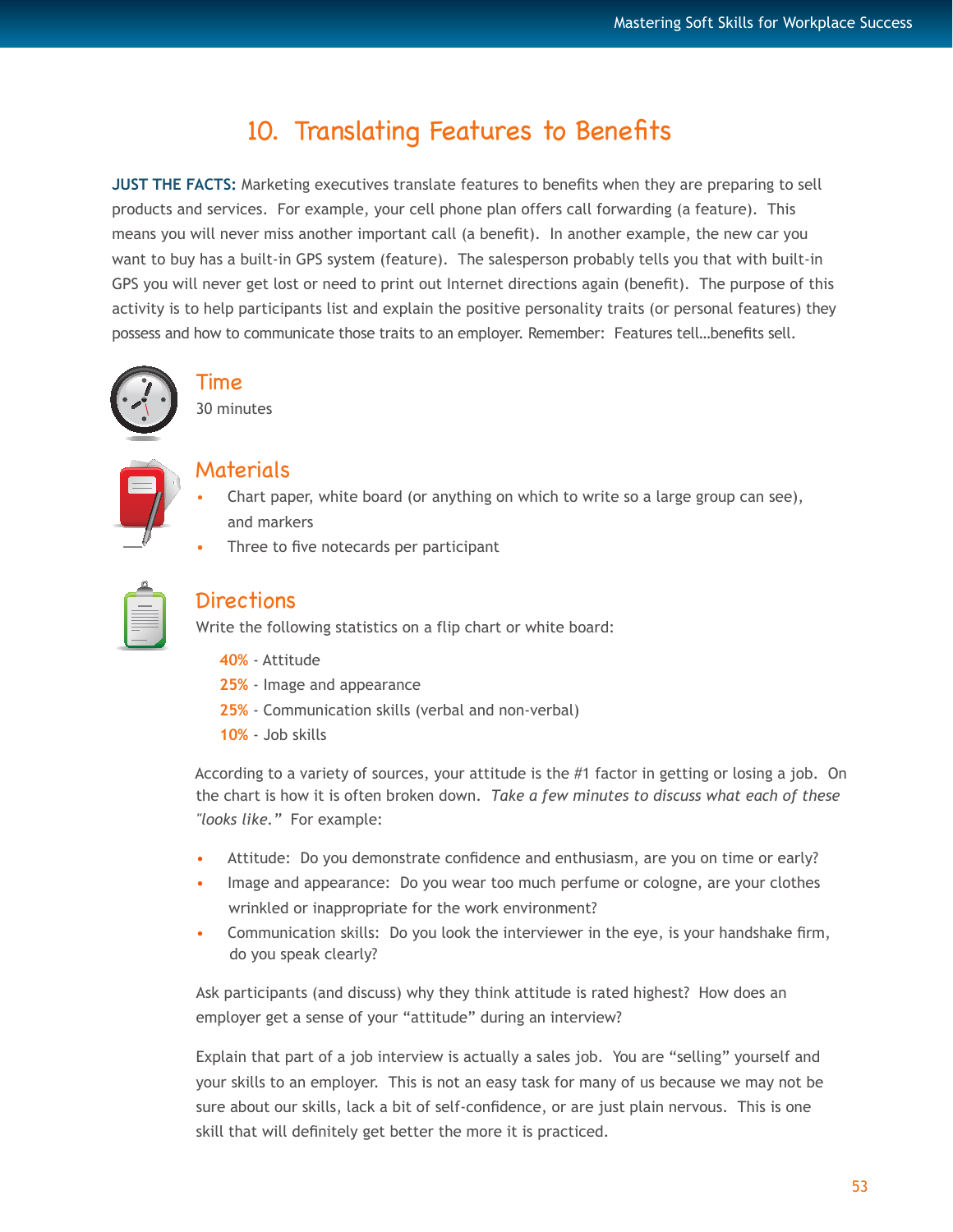# 10. Translating Features to Benefits

**JUST THE FACTS:** Marketing executives translate features to benefits when they are preparing to sell products and services. For example, your cell phone plan offers call forwarding (a feature). This means you will never miss another important call (a benefit). In another example, the new car you want to buy has a built-in GPS system (feature). The salesperson probably tells you that with built-in GPS you will never get lost or need to print out Internet directions again (benefit). The purpose of this activity is to help participants list and explain the positive personality traits (or personal features) they possess and how to communicate those traits to an employer. Remember: Features tell…benefits sell.

## Time

30 minutes

## Materials

- Chart paper, white board (or anything on which to write so a large group can see), and markers
- Three to five notecards per participant

## Directions

Write the following statistics on a flip chart or white board:

**40%** - Attitude
**25%** - Image and appearance
**25%** - Communication skills (verbal and non-verbal)
**10%** - Job skills

According to a variety of sources, your attitude is the #1 factor in getting or losing a job. On the chart is how it is often broken down. *Take a few minutes to discuss what each of these "looks like."* For example:

- Attitude: Do you demonstrate confidence and enthusiasm, are you on time or early?
- Image and appearance: Do you wear too much perfume or cologne, are your clothes wrinkled or inappropriate for the work environment?
- Communication skills: Do you look the interviewer in the eye, is your handshake firm, do you speak clearly?

Ask participants (and discuss) why they think attitude is rated highest? How does an employer get a sense of your "attitude" during an interview?

Explain that part of a job interview is actually a sales job. You are "selling" yourself and your skills to an employer. This is not an easy task for many of us because we may not be sure about our skills, lack a bit of self-confidence, or are just plain nervous. This is one skill that will definitely get better the more it is practiced.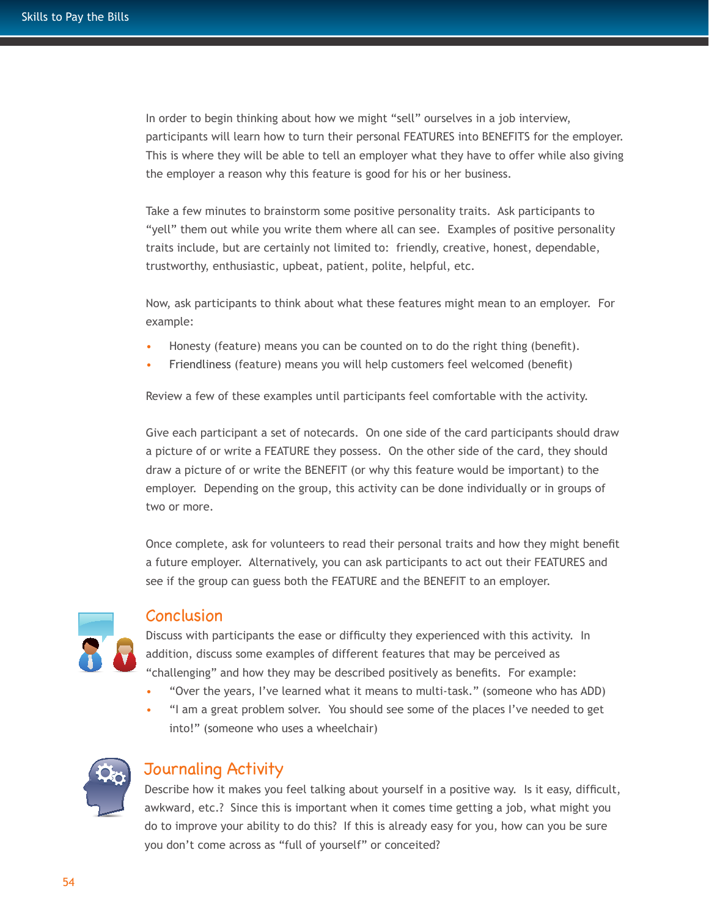In order to begin thinking about how we might "sell" ourselves in a job interview, participants will learn how to turn their personal FEATURES into BENEFITS for the employer. This is where they will be able to tell an employer what they have to offer while also giving the employer a reason why this feature is good for his or her business.

Take a few minutes to brainstorm some positive personality traits. Ask participants to "yell" them out while you write them where all can see. Examples of positive personality traits include, but are certainly not limited to: friendly, creative, honest, dependable, trustworthy, enthusiastic, upbeat, patient, polite, helpful, etc.

Now, ask participants to think about what these features might mean to an employer. For example:

- Honesty (feature) means you can be counted on to do the right thing (benefit).
- Friendliness (feature) means you will help customers feel welcomed (benefit)

Review a few of these examples until participants feel comfortable with the activity.

Give each participant a set of notecards. On one side of the card participants should draw a picture of or write a FEATURE they possess. On the other side of the card, they should draw a picture of or write the BENEFIT (or why this feature would be important) to the employer. Depending on the group, this activity can be done individually or in groups of two or more.

Once complete, ask for volunteers to read their personal traits and how they might benefit a future employer. Alternatively, you can ask participants to act out their FEATURES and see if the group can guess both the FEATURE and the BENEFIT to an employer.

## Conclusion

Discuss with participants the ease or difficulty they experienced with this activity. In addition, discuss some examples of different features that may be perceived as "challenging" and how they may be described positively as benefits. For example:

- "Over the years, I've learned what it means to multi-task." (someone who has ADD)
- "I am a great problem solver. You should see some of the places I've needed to get into!" (someone who uses a wheelchair)

## Journaling Activity

Describe how it makes you feel talking about yourself in a positive way. Is it easy, difficult, awkward, etc.? Since this is important when it comes time getting a job, what might you do to improve your ability to do this? If this is already easy for you, how can you be sure you don't come across as "full of yourself" or conceited?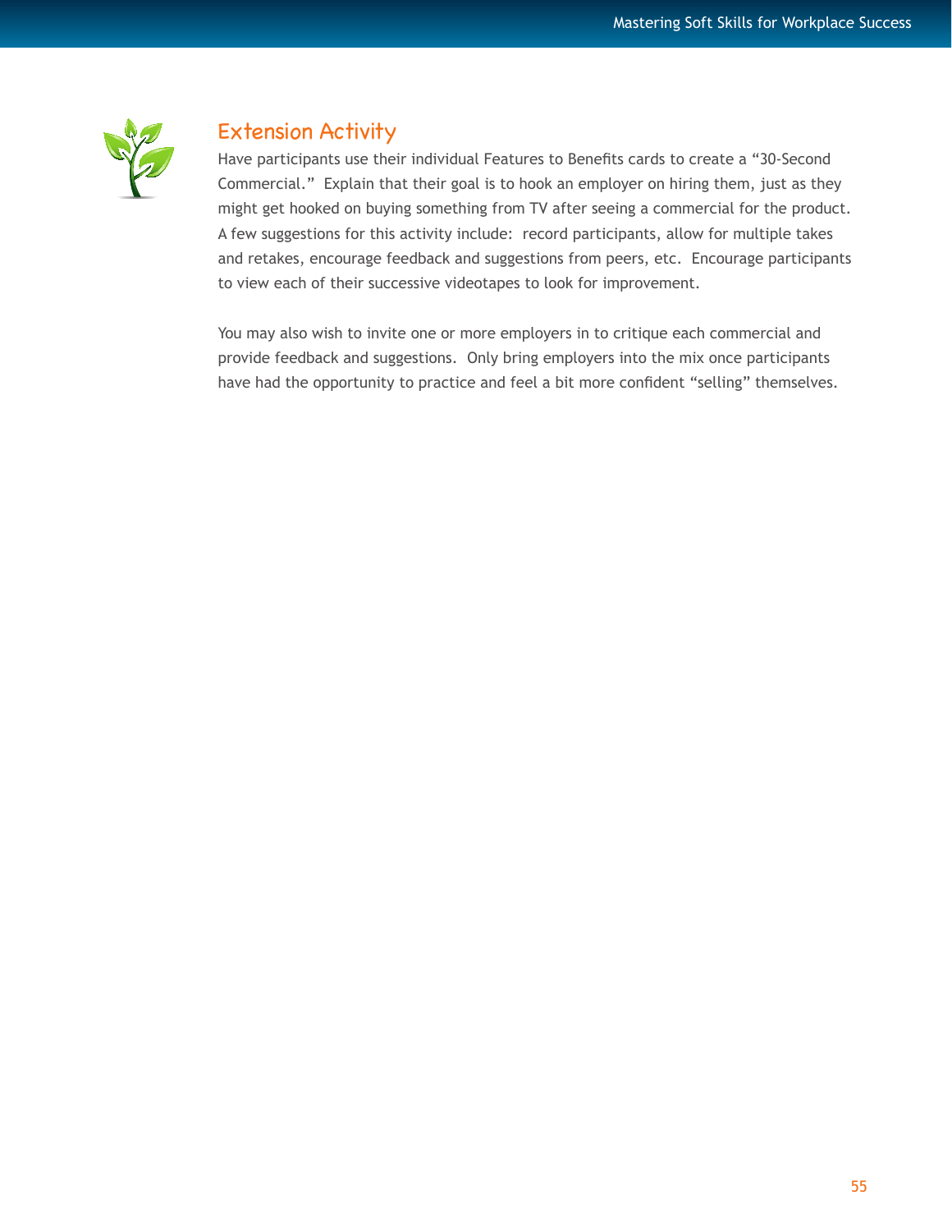## Extension Activity

Have participants use their individual Features to Benefits cards to create a "30-Second Commercial." Explain that their goal is to hook an employer on hiring them, just as they might get hooked on buying something from TV after seeing a commercial for the product. A few suggestions for this activity include: record participants, allow for multiple takes and retakes, encourage feedback and suggestions from peers, etc. Encourage participants to view each of their successive videotapes to look for improvement.

You may also wish to invite one or more employers in to critique each commercial and provide feedback and suggestions. Only bring employers into the mix once participants have had the opportunity to practice and feel a bit more confident "selling" themselves.